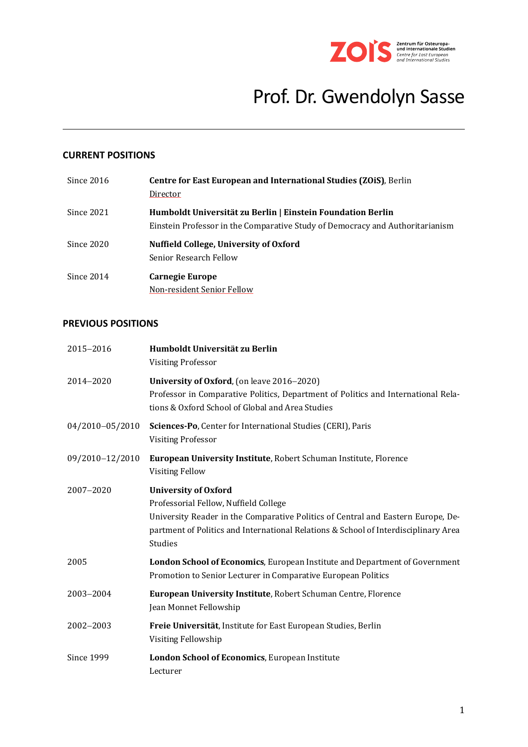# Prof. Dr. Gwendolyn Sasse

## CURRENT POSITIONS

| | |
|---|---|
| Since 2016 | **Centre for East European and International Studies (ZOiS)**, Berlin<br>Director |
| Since 2021 | **Humboldt Universität zu Berlin \| Einstein Foundation Berlin**<br>Einstein Professor in the Comparative Study of Democracy and Authoritarianism |
| Since 2020 | **Nuffield College, University of Oxford**<br>Senior Research Fellow |
| Since 2014 | **Carnegie Europe**<br>Non-resident Senior Fellow |

## PREVIOUS POSITIONS

| | |
|---|---|
| 2015–2016 | **Humboldt Universität zu Berlin**<br>Visiting Professor |
| 2014–2020 | **University of Oxford**, (on leave 2016–2020)<br>Professor in Comparative Politics, Department of Politics and International Relations & Oxford School of Global and Area Studies |
| 04/2010–05/2010 | **Sciences-Po**, Center for International Studies (CERI), Paris<br>Visiting Professor |
| 09/2010–12/2010 | **European University Institute**, Robert Schuman Institute, Florence<br>Visiting Fellow |
| 2007–2020 | **University of Oxford**<br>Professorial Fellow, Nuffield College<br>University Reader in the Comparative Politics of Central and Eastern Europe, Department of Politics and International Relations & School of Interdisciplinary Area Studies |
| 2005 | **London School of Economics**, European Institute and Department of Government<br>Promotion to Senior Lecturer in Comparative European Politics |
| 2003–2004 | **European University Institute**, Robert Schuman Centre, Florence<br>Jean Monnet Fellowship |
| 2002–2003 | **Freie Universität**, Institute for East European Studies, Berlin<br>Visiting Fellowship |
| Since 1999 | **London School of Economics**, European Institute<br>Lecturer |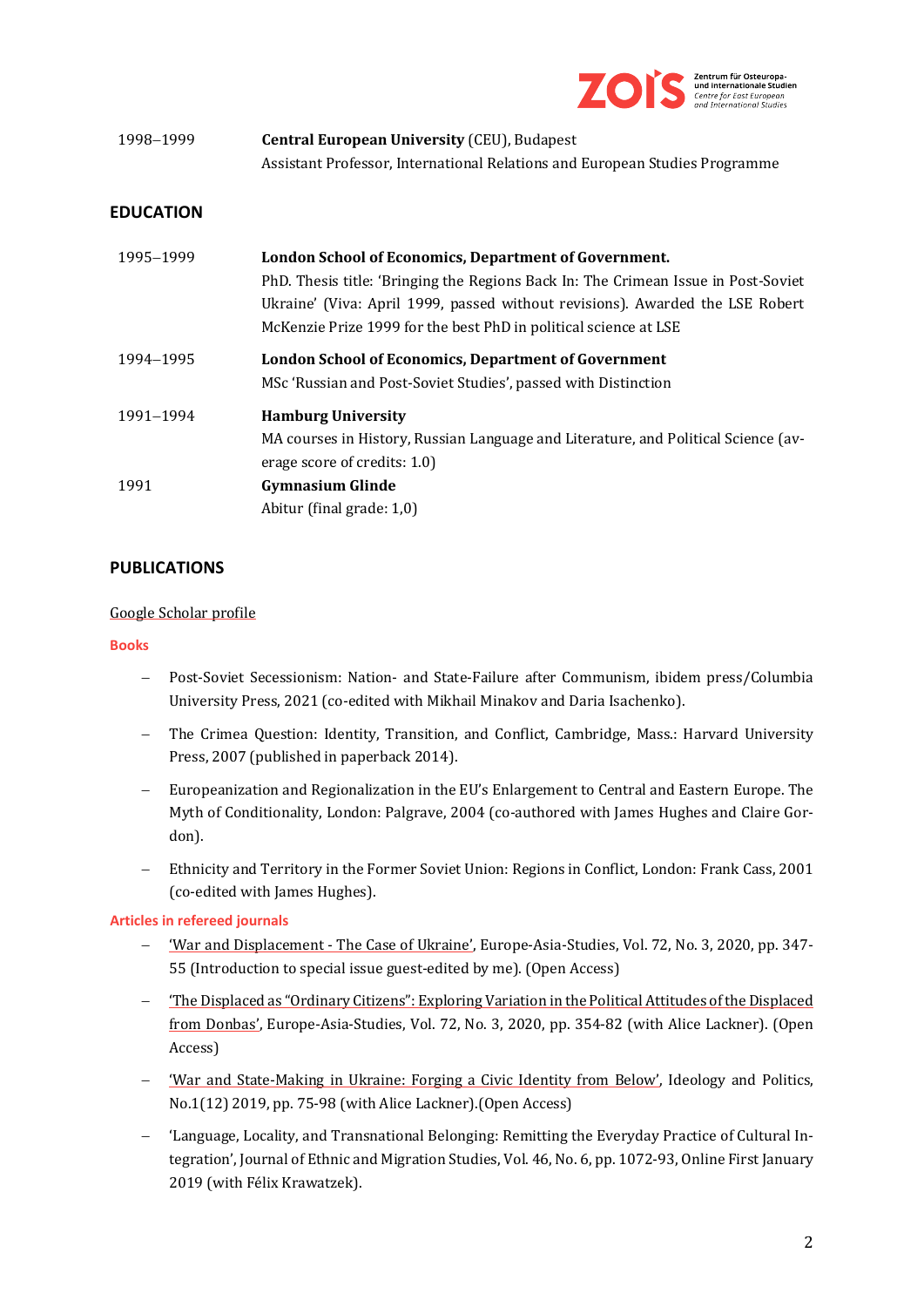1998–1999 **Central European University** (CEU), Budapest
Assistant Professor, International Relations and European Studies Programme

## EDUCATION

1995–1999 **London School of Economics, Department of Government.**
PhD. Thesis title: 'Bringing the Regions Back In: The Crimean Issue in Post-Soviet Ukraine' (Viva: April 1999, passed without revisions). Awarded the LSE Robert McKenzie Prize 1999 for the best PhD in political science at LSE

1994–1995 **London School of Economics, Department of Government**
MSc 'Russian and Post-Soviet Studies', passed with Distinction

1991–1994 **Hamburg University**
MA courses in History, Russian Language and Literature, and Political Science (average score of credits: 1.0)

1991 **Gymnasium Glinde**
Abitur (final grade: 1,0)

## PUBLICATIONS

Google Scholar profile

### Books

- Post-Soviet Secessionism: Nation- and State-Failure after Communism, ibidem press/Columbia University Press, 2021 (co-edited with Mikhail Minakov and Daria Isachenko).
- The Crimea Question: Identity, Transition, and Conflict, Cambridge, Mass.: Harvard University Press, 2007 (published in paperback 2014).
- Europeanization and Regionalization in the EU's Enlargement to Central and Eastern Europe. The Myth of Conditionality, London: Palgrave, 2004 (co-authored with James Hughes and Claire Gordon).
- Ethnicity and Territory in the Former Soviet Union: Regions in Conflict, London: Frank Cass, 2001 (co-edited with James Hughes).

### Articles in refereed journals

- 'War and Displacement - The Case of Ukraine', Europe-Asia-Studies, Vol. 72, No. 3, 2020, pp. 347-55 (Introduction to special issue guest-edited by me). (Open Access)
- 'The Displaced as "Ordinary Citizens": Exploring Variation in the Political Attitudes of the Displaced from Donbas', Europe-Asia-Studies, Vol. 72, No. 3, 2020, pp. 354-82 (with Alice Lackner). (Open Access)
- 'War and State-Making in Ukraine: Forging a Civic Identity from Below', Ideology and Politics, No.1(12) 2019, pp. 75-98 (with Alice Lackner).(Open Access)
- 'Language, Locality, and Transnational Belonging: Remitting the Everyday Practice of Cultural Integration', Journal of Ethnic and Migration Studies, Vol. 46, No. 6, pp. 1072-93, Online First January 2019 (with Félix Krawatzek).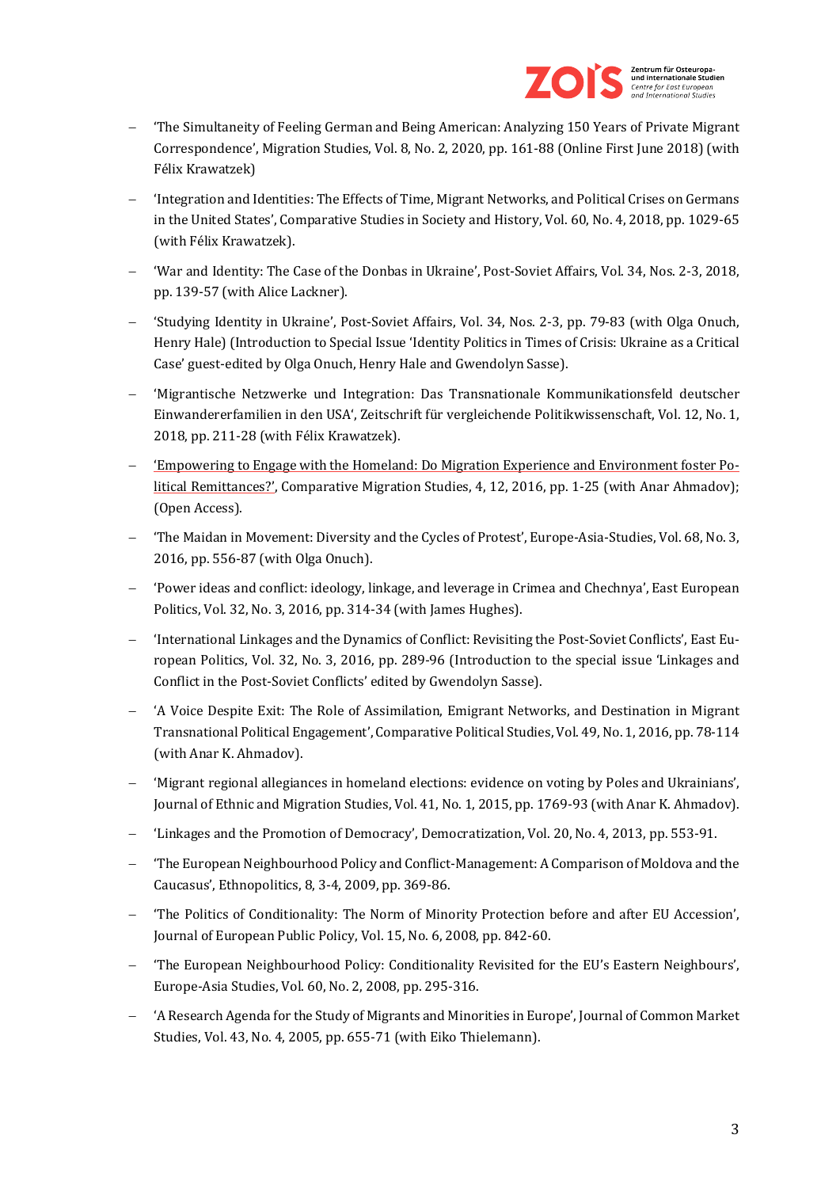- 'The Simultaneity of Feeling German and Being American: Analyzing 150 Years of Private Migrant Correspondence', Migration Studies, Vol. 8, No. 2, 2020, pp. 161-88 (Online First June 2018) (with Félix Krawatzek)
- 'Integration and Identities: The Effects of Time, Migrant Networks, and Political Crises on Germans in the United States', Comparative Studies in Society and History, Vol. 60, No. 4, 2018, pp. 1029-65 (with Félix Krawatzek).
- 'War and Identity: The Case of the Donbas in Ukraine', Post-Soviet Affairs, Vol. 34, Nos. 2-3, 2018, pp. 139-57 (with Alice Lackner).
- 'Studying Identity in Ukraine', Post-Soviet Affairs, Vol. 34, Nos. 2-3, pp. 79-83 (with Olga Onuch, Henry Hale) (Introduction to Special Issue 'Identity Politics in Times of Crisis: Ukraine as a Critical Case' guest-edited by Olga Onuch, Henry Hale and Gwendolyn Sasse).
- 'Migrantische Netzwerke und Integration: Das Transnationale Kommunikationsfeld deutscher Einwandererfamilien in den USA', Zeitschrift für vergleichende Politikwissenschaft, Vol. 12, No. 1, 2018, pp. 211-28 (with Félix Krawatzek).
- 'Empowering to Engage with the Homeland: Do Migration Experience and Environment foster Political Remittances?', Comparative Migration Studies, 4, 12, 2016, pp. 1-25 (with Anar Ahmadov); (Open Access).
- 'The Maidan in Movement: Diversity and the Cycles of Protest', Europe-Asia-Studies, Vol. 68, No. 3, 2016, pp. 556-87 (with Olga Onuch).
- 'Power ideas and conflict: ideology, linkage, and leverage in Crimea and Chechnya', East European Politics, Vol. 32, No. 3, 2016, pp. 314-34 (with James Hughes).
- 'International Linkages and the Dynamics of Conflict: Revisiting the Post-Soviet Conflicts', East European Politics, Vol. 32, No. 3, 2016, pp. 289-96 (Introduction to the special issue 'Linkages and Conflict in the Post-Soviet Conflicts' edited by Gwendolyn Sasse).
- 'A Voice Despite Exit: The Role of Assimilation, Emigrant Networks, and Destination in Migrant Transnational Political Engagement', Comparative Political Studies, Vol. 49, No. 1, 2016, pp. 78-114 (with Anar K. Ahmadov).
- 'Migrant regional allegiances in homeland elections: evidence on voting by Poles and Ukrainians', Journal of Ethnic and Migration Studies, Vol. 41, No. 1, 2015, pp. 1769-93 (with Anar K. Ahmadov).
- 'Linkages and the Promotion of Democracy', Democratization, Vol. 20, No. 4, 2013, pp. 553-91.
- 'The European Neighbourhood Policy and Conflict-Management: A Comparison of Moldova and the Caucasus', Ethnopolitics, 8, 3-4, 2009, pp. 369-86.
- 'The Politics of Conditionality: The Norm of Minority Protection before and after EU Accession', Journal of European Public Policy, Vol. 15, No. 6, 2008, pp. 842-60.
- 'The European Neighbourhood Policy: Conditionality Revisited for the EU's Eastern Neighbours', Europe-Asia Studies, Vol. 60, No. 2, 2008, pp. 295-316.
- 'A Research Agenda for the Study of Migrants and Minorities in Europe', Journal of Common Market Studies, Vol. 43, No. 4, 2005, pp. 655-71 (with Eiko Thielemann).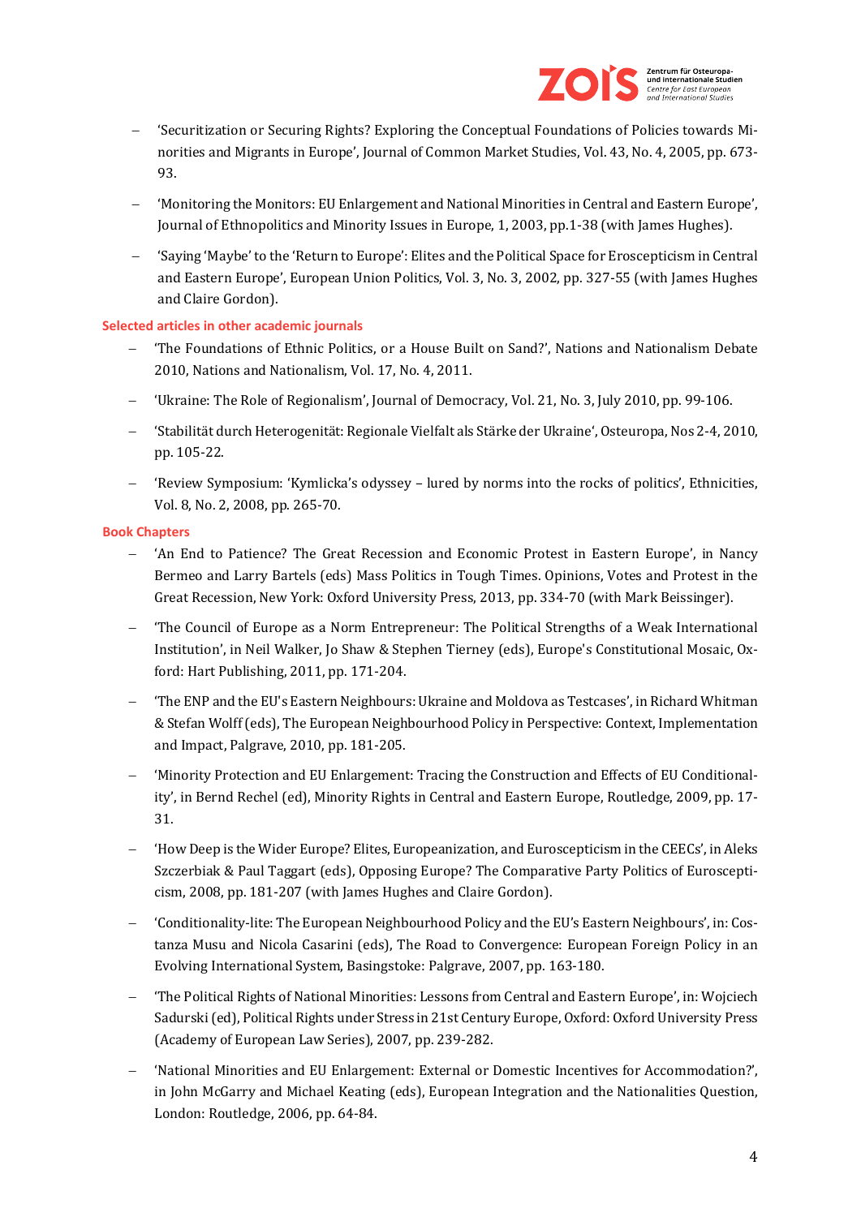- 'Securitization or Securing Rights? Exploring the Conceptual Foundations of Policies towards Minorities and Migrants in Europe', Journal of Common Market Studies, Vol. 43, No. 4, 2005, pp. 673-93.
- 'Monitoring the Monitors: EU Enlargement and National Minorities in Central and Eastern Europe', Journal of Ethnopolitics and Minority Issues in Europe, 1, 2003, pp.1-38 (with James Hughes).
- 'Saying 'Maybe' to the 'Return to Europe': Elites and the Political Space for Eroscepticism in Central and Eastern Europe', European Union Politics, Vol. 3, No. 3, 2002, pp. 327-55 (with James Hughes and Claire Gordon).

**Selected articles in other academic journals**

- 'The Foundations of Ethnic Politics, or a House Built on Sand?', Nations and Nationalism Debate 2010, Nations and Nationalism, Vol. 17, No. 4, 2011.
- 'Ukraine: The Role of Regionalism', Journal of Democracy, Vol. 21, No. 3, July 2010, pp. 99-106.
- 'Stabilität durch Heterogenität: Regionale Vielfalt als Stärke der Ukraine', Osteuropa, Nos 2-4, 2010, pp. 105-22.
- 'Review Symposium: 'Kymlicka's odyssey – lured by norms into the rocks of politics', Ethnicities, Vol. 8, No. 2, 2008, pp. 265-70.

**Book Chapters**

- 'An End to Patience? The Great Recession and Economic Protest in Eastern Europe', in Nancy Bermeo and Larry Bartels (eds) Mass Politics in Tough Times. Opinions, Votes and Protest in the Great Recession, New York: Oxford University Press, 2013, pp. 334-70 (with Mark Beissinger).
- 'The Council of Europe as a Norm Entrepreneur: The Political Strengths of a Weak International Institution', in Neil Walker, Jo Shaw & Stephen Tierney (eds), Europe's Constitutional Mosaic, Oxford: Hart Publishing, 2011, pp. 171-204.
- 'The ENP and the EU's Eastern Neighbours: Ukraine and Moldova as Testcases', in Richard Whitman & Stefan Wolff (eds), The European Neighbourhood Policy in Perspective: Context, Implementation and Impact, Palgrave, 2010, pp. 181-205.
- 'Minority Protection and EU Enlargement: Tracing the Construction and Effects of EU Conditionality', in Bernd Rechel (ed), Minority Rights in Central and Eastern Europe, Routledge, 2009, pp. 17-31.
- 'How Deep is the Wider Europe? Elites, Europeanization, and Euroscepticism in the CEECs', in Aleks Szczerbiak & Paul Taggart (eds), Opposing Europe? The Comparative Party Politics of Euroscepticism, 2008, pp. 181-207 (with James Hughes and Claire Gordon).
- 'Conditionality-lite: The European Neighbourhood Policy and the EU's Eastern Neighbours', in: Costanza Musu and Nicola Casarini (eds), The Road to Convergence: European Foreign Policy in an Evolving International System, Basingstoke: Palgrave, 2007, pp. 163-180.
- 'The Political Rights of National Minorities: Lessons from Central and Eastern Europe', in: Wojciech Sadurski (ed), Political Rights under Stress in 21st Century Europe, Oxford: Oxford University Press (Academy of European Law Series), 2007, pp. 239-282.
- 'National Minorities and EU Enlargement: External or Domestic Incentives for Accommodation?', in John McGarry and Michael Keating (eds), European Integration and the Nationalities Question, London: Routledge, 2006, pp. 64-84.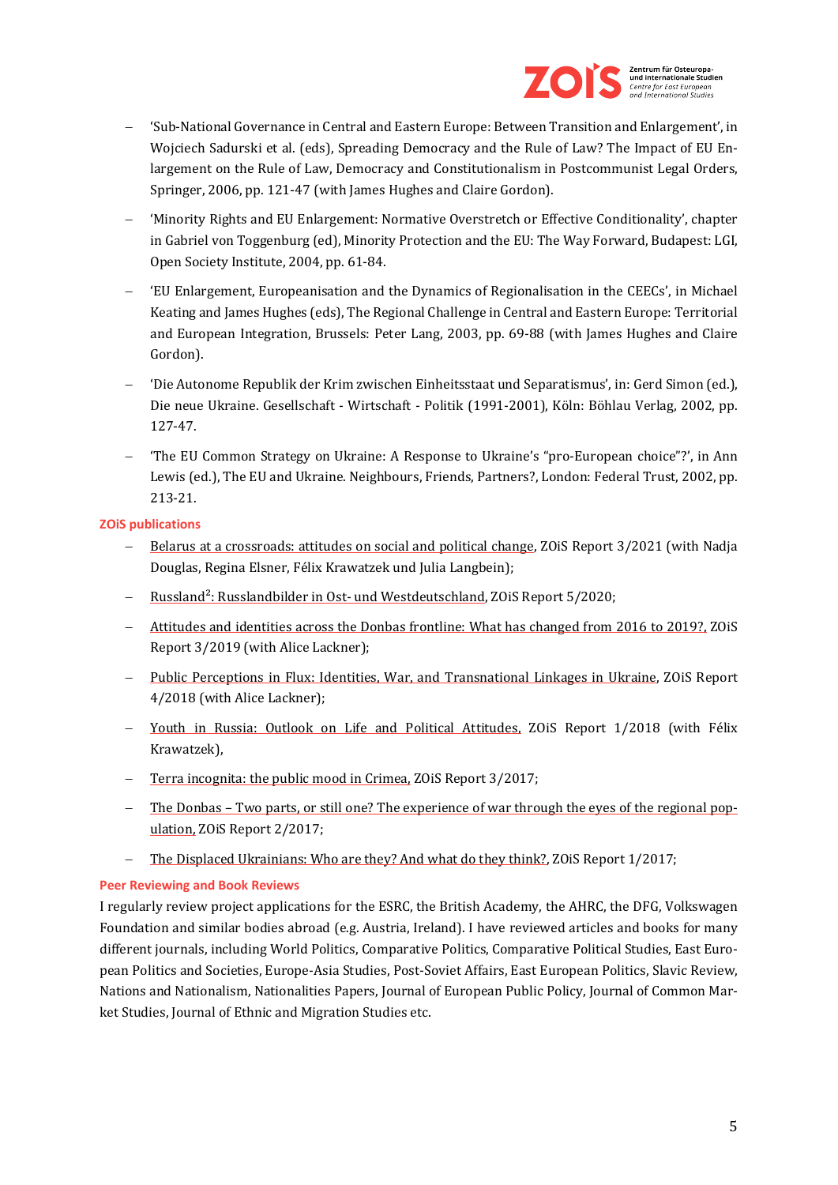- 'Sub-National Governance in Central and Eastern Europe: Between Transition and Enlargement', in Wojciech Sadurski et al. (eds), Spreading Democracy and the Rule of Law? The Impact of EU Enlargement on the Rule of Law, Democracy and Constitutionalism in Postcommunist Legal Orders, Springer, 2006, pp. 121-47 (with James Hughes and Claire Gordon).
- 'Minority Rights and EU Enlargement: Normative Overstretch or Effective Conditionality', chapter in Gabriel von Toggenburg (ed), Minority Protection and the EU: The Way Forward, Budapest: LGI, Open Society Institute, 2004, pp. 61-84.
- 'EU Enlargement, Europeanisation and the Dynamics of Regionalisation in the CEECs', in Michael Keating and James Hughes (eds), The Regional Challenge in Central and Eastern Europe: Territorial and European Integration, Brussels: Peter Lang, 2003, pp. 69-88 (with James Hughes and Claire Gordon).
- 'Die Autonome Republik der Krim zwischen Einheitsstaat und Separatismus', in: Gerd Simon (ed.), Die neue Ukraine. Gesellschaft - Wirtschaft - Politik (1991-2001), Köln: Böhlau Verlag, 2002, pp. 127-47.
- 'The EU Common Strategy on Ukraine: A Response to Ukraine's "pro-European choice"?', in Ann Lewis (ed.), The EU and Ukraine. Neighbours, Friends, Partners?, London: Federal Trust, 2002, pp. 213-21.

**ZOiS publications**

- Belarus at a crossroads: attitudes on social and political change, ZOiS Report 3/2021 (with Nadja Douglas, Regina Elsner, Félix Krawatzek und Julia Langbein);
- Russland²: Russlandbilder in Ost- und Westdeutschland, ZOiS Report 5/2020;
- Attitudes and identities across the Donbas frontline: What has changed from 2016 to 2019?, ZOiS Report 3/2019 (with Alice Lackner);
- Public Perceptions in Flux: Identities, War, and Transnational Linkages in Ukraine, ZOiS Report 4/2018 (with Alice Lackner);
- Youth in Russia: Outlook on Life and Political Attitudes, ZOiS Report 1/2018 (with Félix Krawatzek),
- Terra incognita: the public mood in Crimea, ZOiS Report 3/2017;
- The Donbas – Two parts, or still one? The experience of war through the eyes of the regional population, ZOiS Report 2/2017;
- The Displaced Ukrainians: Who are they? And what do they think?, ZOiS Report 1/2017;

**Peer Reviewing and Book Reviews**

I regularly review project applications for the ESRC, the British Academy, the AHRC, the DFG, Volkswagen Foundation and similar bodies abroad (e.g. Austria, Ireland). I have reviewed articles and books for many different journals, including World Politics, Comparative Politics, Comparative Political Studies, East European Politics and Societies, Europe-Asia Studies, Post-Soviet Affairs, East European Politics, Slavic Review, Nations and Nationalism, Nationalities Papers, Journal of European Public Policy, Journal of Common Market Studies, Journal of Ethnic and Migration Studies etc.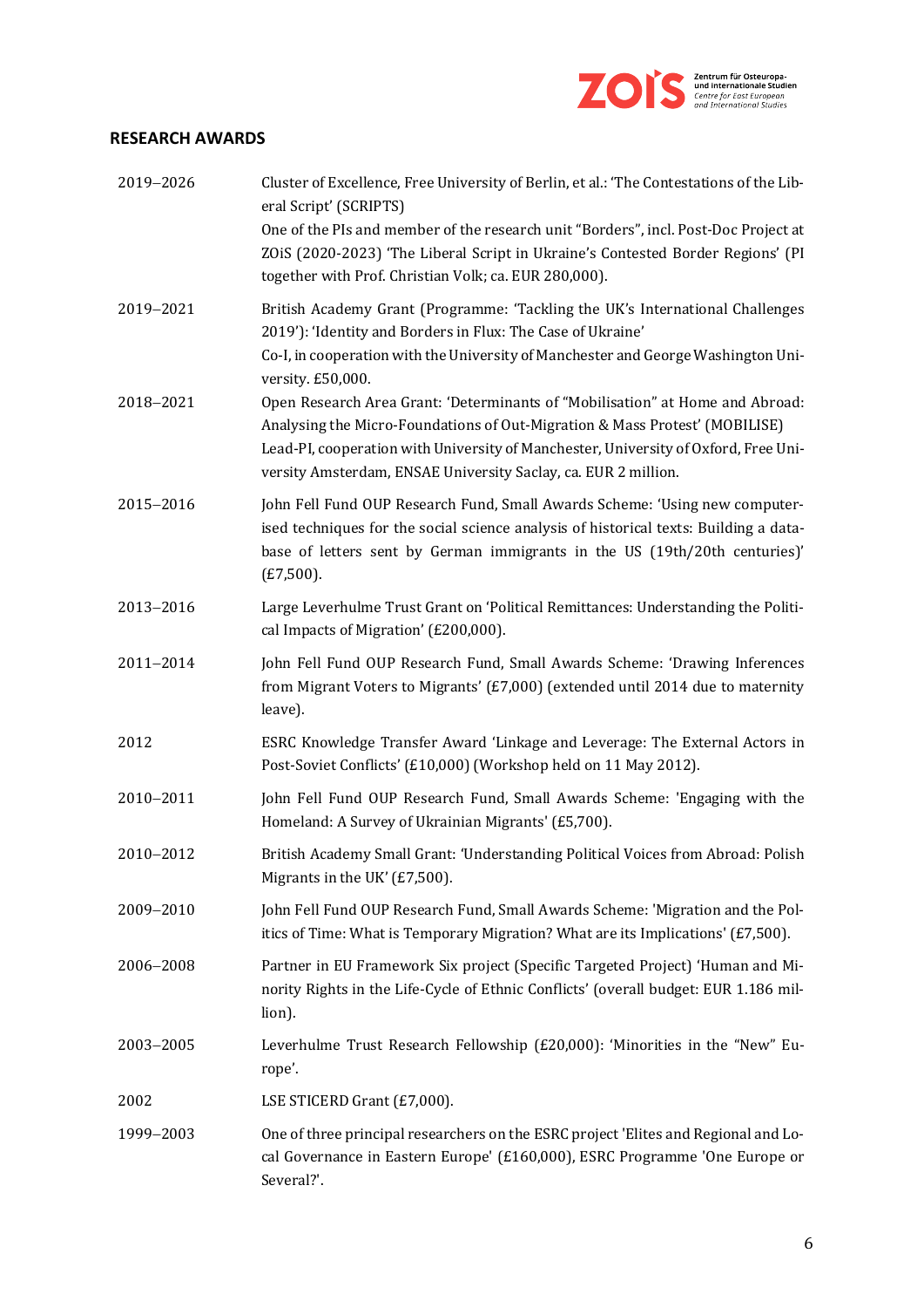## RESEARCH AWARDS

| | |
|---|---|
| 2019–2026 | Cluster of Excellence, Free University of Berlin, et al.: 'The Contestations of the Liberal Script' (SCRIPTS)<br>One of the PIs and member of the research unit "Borders", incl. Post-Doc Project at ZOiS (2020-2023) 'The Liberal Script in Ukraine's Contested Border Regions' (PI together with Prof. Christian Volk; ca. EUR 280,000). |
| 2019–2021 | British Academy Grant (Programme: 'Tackling the UK's International Challenges 2019'): 'Identity and Borders in Flux: The Case of Ukraine'<br>Co-I, in cooperation with the University of Manchester and George Washington University. £50,000. |
| 2018–2021 | Open Research Area Grant: 'Determinants of "Mobilisation" at Home and Abroad: Analysing the Micro-Foundations of Out-Migration & Mass Protest' (MOBILISE)<br>Lead-PI, cooperation with University of Manchester, University of Oxford, Free University Amsterdam, ENSAE University Saclay, ca. EUR 2 million. |
| 2015–2016 | John Fell Fund OUP Research Fund, Small Awards Scheme: 'Using new computerised techniques for the social science analysis of historical texts: Building a database of letters sent by German immigrants in the US (19th/20th centuries)' (£7,500). |
| 2013–2016 | Large Leverhulme Trust Grant on 'Political Remittances: Understanding the Political Impacts of Migration' (£200,000). |
| 2011–2014 | John Fell Fund OUP Research Fund, Small Awards Scheme: 'Drawing Inferences from Migrant Voters to Migrants' (£7,000) (extended until 2014 due to maternity leave). |
| 2012 | ESRC Knowledge Transfer Award 'Linkage and Leverage: The External Actors in Post-Soviet Conflicts' (£10,000) (Workshop held on 11 May 2012). |
| 2010–2011 | John Fell Fund OUP Research Fund, Small Awards Scheme: 'Engaging with the Homeland: A Survey of Ukrainian Migrants' (£5,700). |
| 2010–2012 | British Academy Small Grant: 'Understanding Political Voices from Abroad: Polish Migrants in the UK' (£7,500). |
| 2009–2010 | John Fell Fund OUP Research Fund, Small Awards Scheme: 'Migration and the Politics of Time: What is Temporary Migration? What are its Implications' (£7,500). |
| 2006–2008 | Partner in EU Framework Six project (Specific Targeted Project) 'Human and Minority Rights in the Life-Cycle of Ethnic Conflicts' (overall budget: EUR 1.186 million). |
| 2003–2005 | Leverhulme Trust Research Fellowship (£20,000): 'Minorities in the "New" Europe'. |
| 2002 | LSE STICERD Grant (£7,000). |
| 1999–2003 | One of three principal researchers on the ESRC project 'Elites and Regional and Local Governance in Eastern Europe' (£160,000), ESRC Programme 'One Europe or Several?'. |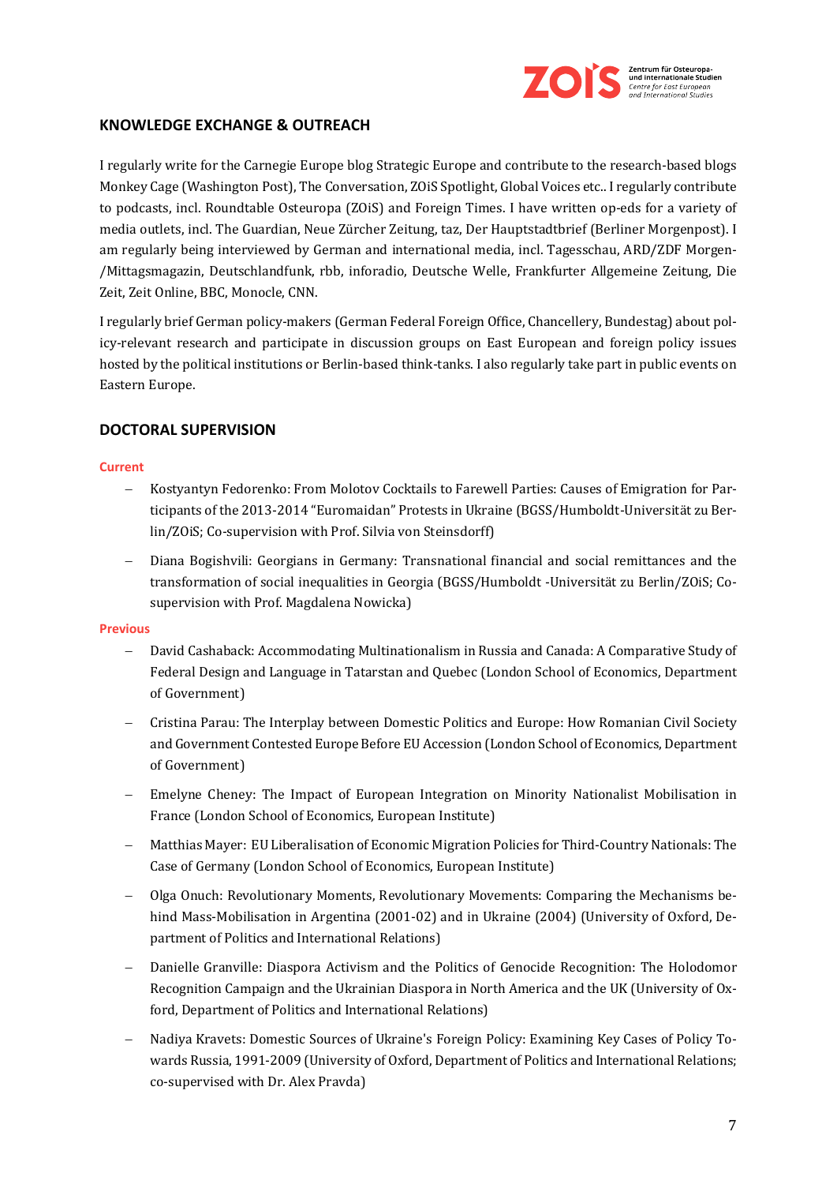## KNOWLEDGE EXCHANGE & OUTREACH

I regularly write for the Carnegie Europe blog Strategic Europe and contribute to the research-based blogs Monkey Cage (Washington Post), The Conversation, ZOiS Spotlight, Global Voices etc.. I regularly contribute to podcasts, incl. Roundtable Osteuropa (ZOiS) and Foreign Times. I have written op-eds for a variety of media outlets, incl. The Guardian, Neue Zürcher Zeitung, taz, Der Hauptstadtbrief (Berliner Morgenpost). I am regularly being interviewed by German and international media, incl. Tagesschau, ARD/ZDF Morgen-/Mittagsmagazin, Deutschlandfunk, rbb, inforadio, Deutsche Welle, Frankfurter Allgemeine Zeitung, Die Zeit, Zeit Online, BBC, Monocle, CNN.

I regularly brief German policy-makers (German Federal Foreign Office, Chancellery, Bundestag) about policy-relevant research and participate in discussion groups on East European and foreign policy issues hosted by the political institutions or Berlin-based think-tanks. I also regularly take part in public events on Eastern Europe.

## DOCTORAL SUPERVISION

#### Current

- Kostyantyn Fedorenko: From Molotov Cocktails to Farewell Parties: Causes of Emigration for Participants of the 2013-2014 "Euromaidan" Protests in Ukraine (BGSS/Humboldt-Universität zu Berlin/ZOiS; Co-supervision with Prof. Silvia von Steinsdorff)
- Diana Bogishvili: Georgians in Germany: Transnational financial and social remittances and the transformation of social inequalities in Georgia (BGSS/Humboldt -Universität zu Berlin/ZOiS; Co-supervision with Prof. Magdalena Nowicka)

#### Previous

- David Cashaback: Accommodating Multinationalism in Russia and Canada: A Comparative Study of Federal Design and Language in Tatarstan and Quebec (London School of Economics, Department of Government)
- Cristina Parau: The Interplay between Domestic Politics and Europe: How Romanian Civil Society and Government Contested Europe Before EU Accession (London School of Economics, Department of Government)
- Emelyne Cheney: The Impact of European Integration on Minority Nationalist Mobilisation in France (London School of Economics, European Institute)
- Matthias Mayer: EU Liberalisation of Economic Migration Policies for Third-Country Nationals: The Case of Germany (London School of Economics, European Institute)
- Olga Onuch: Revolutionary Moments, Revolutionary Movements: Comparing the Mechanisms behind Mass-Mobilisation in Argentina (2001-02) and in Ukraine (2004) (University of Oxford, Department of Politics and International Relations)
- Danielle Granville: Diaspora Activism and the Politics of Genocide Recognition: The Holodomor Recognition Campaign and the Ukrainian Diaspora in North America and the UK (University of Oxford, Department of Politics and International Relations)
- Nadiya Kravets: Domestic Sources of Ukraine's Foreign Policy: Examining Key Cases of Policy Towards Russia, 1991-2009 (University of Oxford, Department of Politics and International Relations; co-supervised with Dr. Alex Pravda)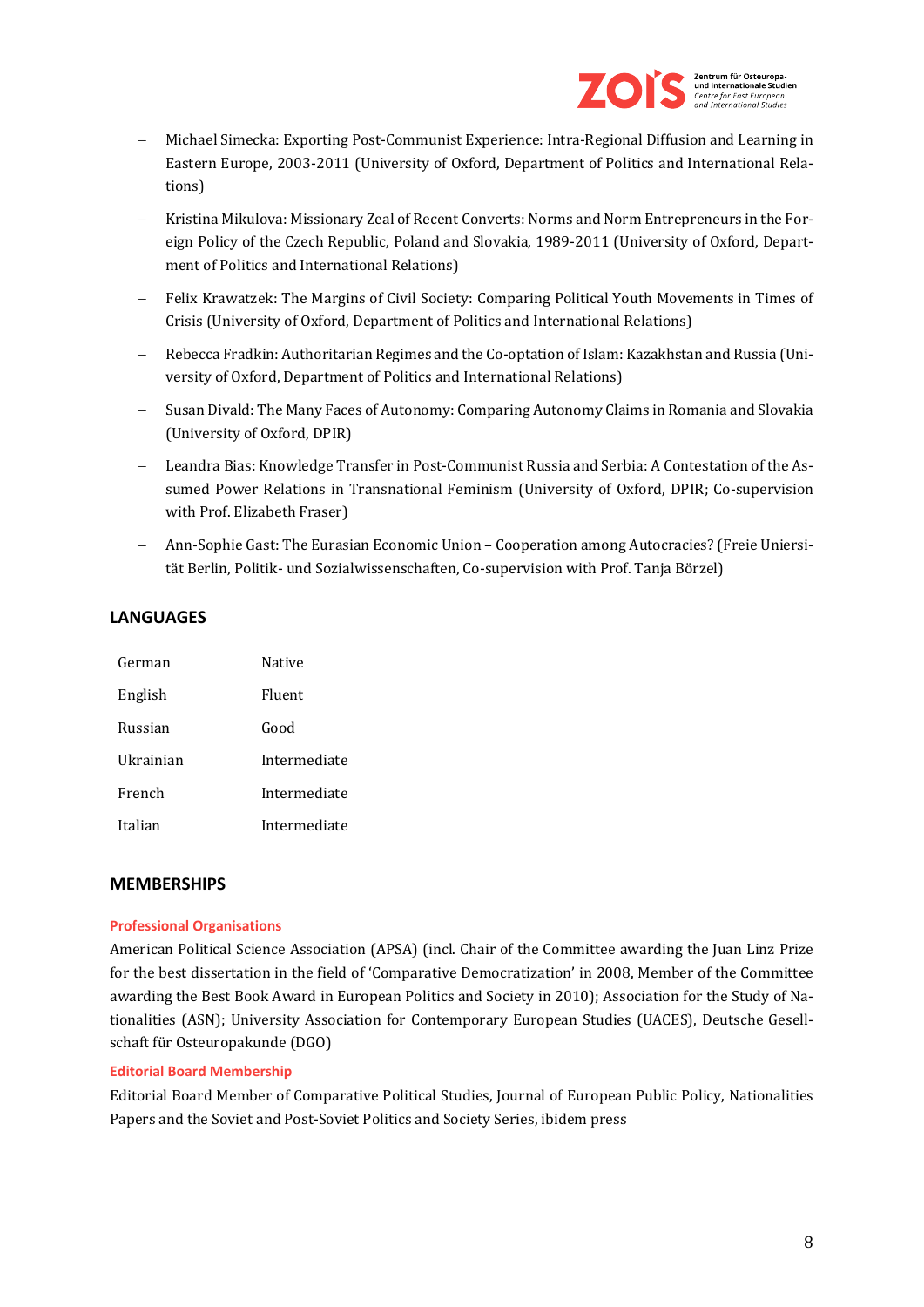- Michael Simecka: Exporting Post-Communist Experience: Intra-Regional Diffusion and Learning in Eastern Europe, 2003-2011 (University of Oxford, Department of Politics and International Relations)
- Kristina Mikulova: Missionary Zeal of Recent Converts: Norms and Norm Entrepreneurs in the Foreign Policy of the Czech Republic, Poland and Slovakia, 1989-2011 (University of Oxford, Department of Politics and International Relations)
- Felix Krawatzek: The Margins of Civil Society: Comparing Political Youth Movements in Times of Crisis (University of Oxford, Department of Politics and International Relations)
- Rebecca Fradkin: Authoritarian Regimes and the Co-optation of Islam: Kazakhstan and Russia (University of Oxford, Department of Politics and International Relations)
- Susan Divald: The Many Faces of Autonomy: Comparing Autonomy Claims in Romania and Slovakia (University of Oxford, DPIR)
- Leandra Bias: Knowledge Transfer in Post-Communist Russia and Serbia: A Contestation of the Assumed Power Relations in Transnational Feminism (University of Oxford, DPIR; Co-supervision with Prof. Elizabeth Fraser)
- Ann-Sophie Gast: The Eurasian Economic Union – Cooperation among Autocracies? (Freie Uniersität Berlin, Politik- und Sozialwissenschaften, Co-supervision with Prof. Tanja Börzel)

## LANGUAGES

| | |
|---|---|
| German | Native |
| English | Fluent |
| Russian | Good |
| Ukrainian | Intermediate |
| French | Intermediate |
| Italian | Intermediate |

## MEMBERSHIPS

### Professional Organisations

American Political Science Association (APSA) (incl. Chair of the Committee awarding the Juan Linz Prize for the best dissertation in the field of 'Comparative Democratization' in 2008, Member of the Committee awarding the Best Book Award in European Politics and Society in 2010); Association for the Study of Nationalities (ASN); University Association for Contemporary European Studies (UACES), Deutsche Gesellschaft für Osteuropakunde (DGO)

### Editorial Board Membership

Editorial Board Member of Comparative Political Studies, Journal of European Public Policy, Nationalities Papers and the Soviet and Post-Soviet Politics and Society Series, ibidem press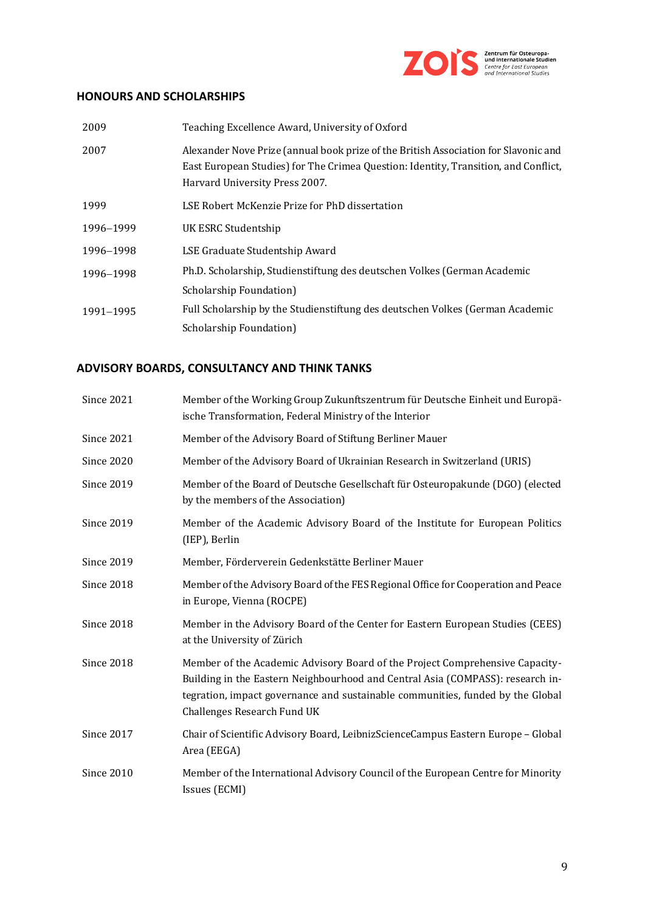## HONOURS AND SCHOLARSHIPS

| | |
|---|---|
| 2009 | Teaching Excellence Award, University of Oxford |
| 2007 | Alexander Nove Prize (annual book prize of the British Association for Slavonic and East European Studies) for The Crimea Question: Identity, Transition, and Conflict, Harvard University Press 2007. |
| 1999 | LSE Robert McKenzie Prize for PhD dissertation |
| 1996–1999 | UK ESRC Studentship |
| 1996–1998 | LSE Graduate Studentship Award |
| 1996–1998 | Ph.D. Scholarship, Studienstiftung des deutschen Volkes (German Academic Scholarship Foundation) |
| 1991–1995 | Full Scholarship by the Studienstiftung des deutschen Volkes (German Academic Scholarship Foundation) |

## ADVISORY BOARDS, CONSULTANCY AND THINK TANKS

| | |
|---|---|
| Since 2021 | Member of the Working Group Zukunftszentrum für Deutsche Einheit und Europäische Transformation, Federal Ministry of the Interior |
| Since 2021 | Member of the Advisory Board of Stiftung Berliner Mauer |
| Since 2020 | Member of the Advisory Board of Ukrainian Research in Switzerland (URIS) |
| Since 2019 | Member of the Board of Deutsche Gesellschaft für Osteuropakunde (DGO) (elected by the members of the Association) |
| Since 2019 | Member of the Academic Advisory Board of the Institute for European Politics (IEP), Berlin |
| Since 2019 | Member, Förderverein Gedenkstätte Berliner Mauer |
| Since 2018 | Member of the Advisory Board of the FES Regional Office for Cooperation and Peace in Europe, Vienna (ROCPE) |
| Since 2018 | Member in the Advisory Board of the Center for Eastern European Studies (CEES) at the University of Zürich |
| Since 2018 | Member of the Academic Advisory Board of the Project Comprehensive Capacity-Building in the Eastern Neighbourhood and Central Asia (COMPASS): research integration, impact governance and sustainable communities, funded by the Global Challenges Research Fund UK |
| Since 2017 | Chair of Scientific Advisory Board, LeibnizScienceCampus Eastern Europe – Global Area (EEGA) |
| Since 2010 | Member of the International Advisory Council of the European Centre for Minority Issues (ECMI) |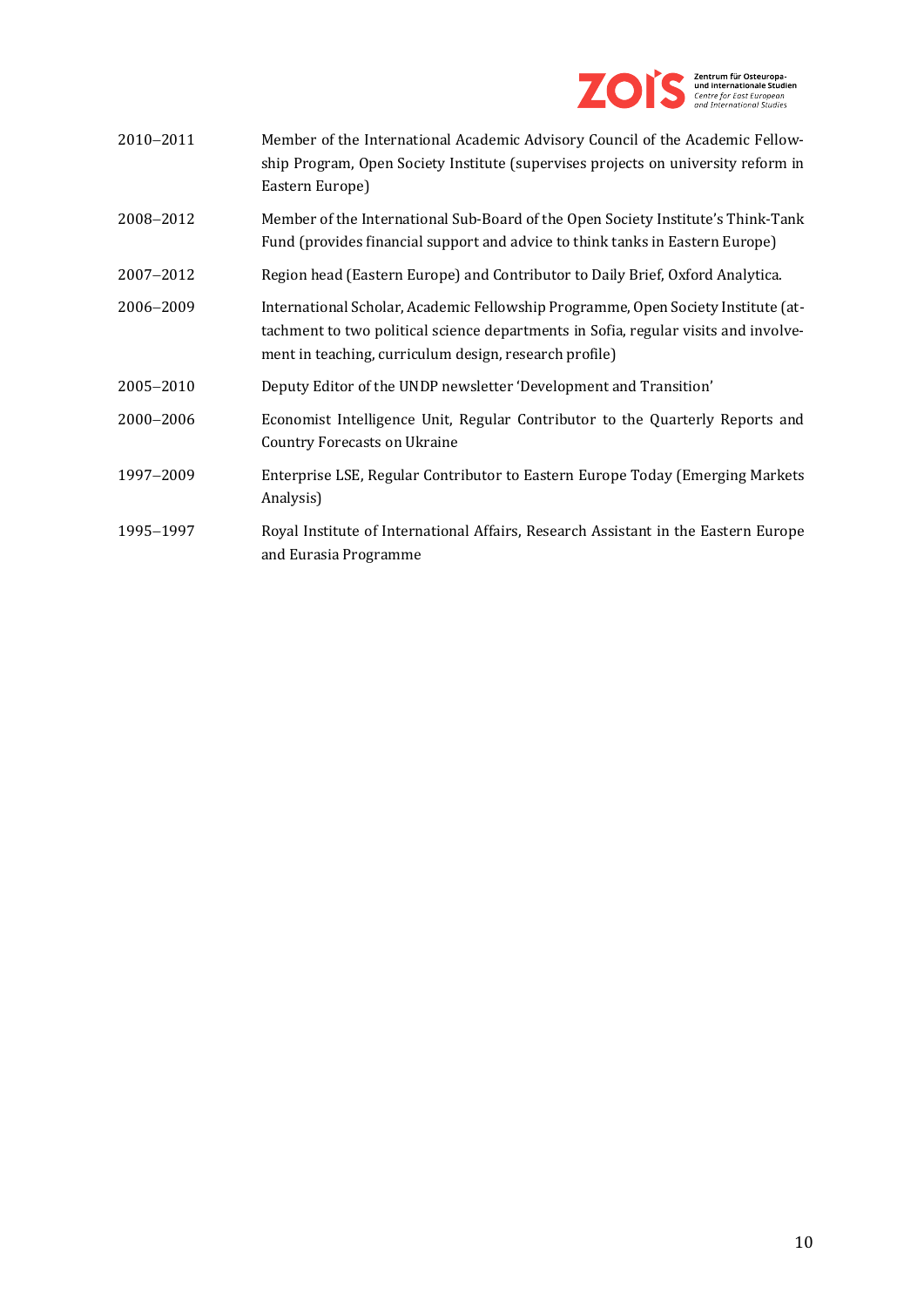| | |
|---|---|
| 2010–2011 | Member of the International Academic Advisory Council of the Academic Fellowship Program, Open Society Institute (supervises projects on university reform in Eastern Europe) |
| 2008–2012 | Member of the International Sub-Board of the Open Society Institute's Think-Tank Fund (provides financial support and advice to think tanks in Eastern Europe) |
| 2007–2012 | Region head (Eastern Europe) and Contributor to Daily Brief, Oxford Analytica. |
| 2006–2009 | International Scholar, Academic Fellowship Programme, Open Society Institute (attachment to two political science departments in Sofia, regular visits and involvement in teaching, curriculum design, research profile) |
| 2005–2010 | Deputy Editor of the UNDP newsletter 'Development and Transition' |
| 2000–2006 | Economist Intelligence Unit, Regular Contributor to the Quarterly Reports and Country Forecasts on Ukraine |
| 1997–2009 | Enterprise LSE, Regular Contributor to Eastern Europe Today (Emerging Markets Analysis) |
| 1995–1997 | Royal Institute of International Affairs, Research Assistant in the Eastern Europe and Eurasia Programme |